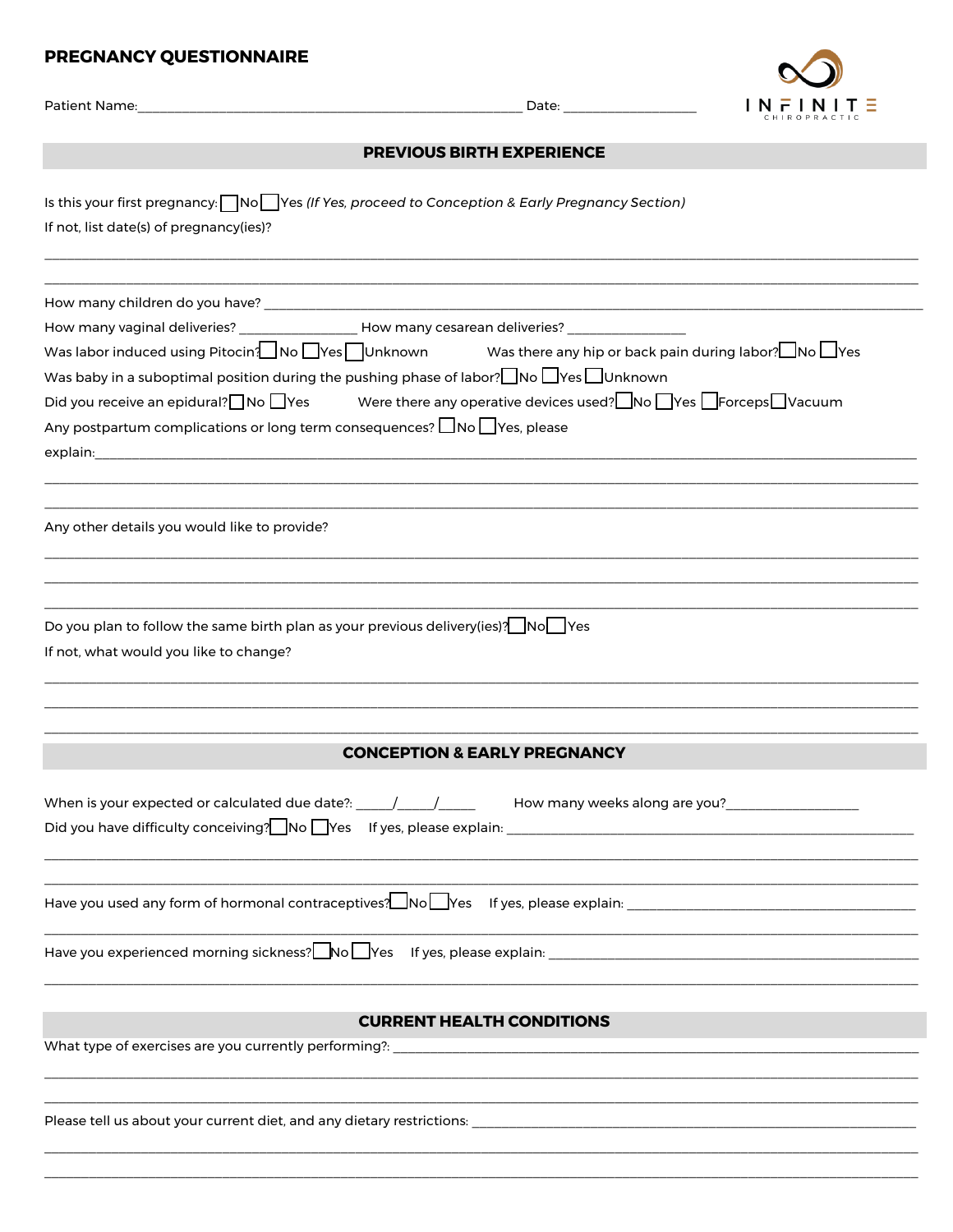# PREGNANCY QUESTIONNAIRE

INFINITE CHIROPRACTIC

Patient Name:________________________________________________ Date: __________________

## PREVIOUS BIRTH EXPERIENCE

Is this your first pregnancy: ☐ No ☐ Yes *(If Yes, proceed to Conception & Early Pregnancy Section)*

If not, list date(s) of pregnancy(ies)?

______________________________________________________________________________________________

______________________________________________________________________________________________

How many children do you have? ______________________________________________________________

How many vaginal deliveries? _______________ How many cesarean deliveries? _______________

Was labor induced using Pitocin? ☐ No ☐ Yes ☐ Unknown    Was there any hip or back pain during labor? ☐ No ☐ Yes

Was baby in a suboptimal position during the pushing phase of labor? ☐ No ☐ Yes ☐ Unknown

Did you receive an epidural? ☐ No ☐ Yes    Were there any operative devices used? ☐ No ☐ Yes ☐ Forceps ☐ Vacuum

Any postpartum complications or long term consequences? ☐ No ☐ Yes, please explain:_____________________________________________________________

______________________________________________________________________________________________

______________________________________________________________________________________________

Any other details you would like to provide?

______________________________________________________________________________________________

______________________________________________________________________________________________

______________________________________________________________________________________________

Do you plan to follow the same birth plan as your previous delivery(ies)? ☐ No ☐ Yes

If not, what would you like to change?

______________________________________________________________________________________________

______________________________________________________________________________________________

______________________________________________________________________________________________

## CONCEPTION & EARLY PREGNANCY

When is your expected or calculated due date?: _____/_____/_____    How many weeks along are you?__________________

Did you have difficulty conceiving? ☐ No ☐ Yes    If yes, please explain: ____________________________________________

______________________________________________________________________________________________

______________________________________________________________________________________________

Have you used any form of hormonal contraceptives? ☐ No ☐ Yes    If yes, please explain: ______________________________

______________________________________________________________________________________________

Have you experienced morning sickness? ☐ No ☐ Yes    If yes, please explain: __________________________________________

______________________________________________________________________________________________

## CURRENT HEALTH CONDITIONS

What type of exercises are you currently performing?: ____________________________________________________

______________________________________________________________________________________________

______________________________________________________________________________________________

Please tell us about your current diet, and any dietary restrictions: _____________________________________________

______________________________________________________________________________________________

______________________________________________________________________________________________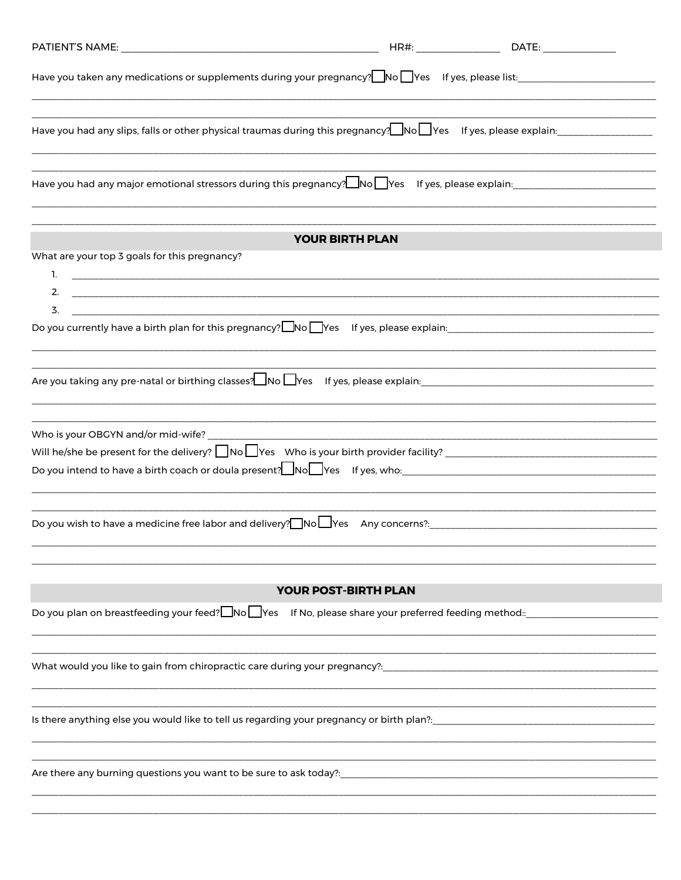PATIENT'S NAME: ______________________ HR#: ____________ DATE: ____________

Have you taken any medications or supplements during your pregnancy? ☐ No ☐ Yes If yes, please list: ______________________

Have you had any slips, falls or other physical traumas during this pregnancy? ☐ No ☐ Yes If yes, please explain: ______________________

Have you had any major emotional stressors during this pregnancy? ☐ No ☐ Yes If yes, please explain: ______________________

## YOUR BIRTH PLAN

What are your top 3 goals for this pregnancy?

1. ______________________
2. ______________________
3. ______________________

Do you currently have a birth plan for this pregnancy? ☐ No ☐ Yes If yes, please explain: ______________________

Are you taking any pre-natal or birthing classes? ☐ No ☐ Yes If yes, please explain: ______________________

Who is your OBGYN and/or mid-wife? ______________________

Will he/she be present for the delivery? ☐ No ☐ Yes Who is your birth provider facility? ______________________

Do you intend to have a birth coach or doula present? ☐ No ☐ Yes If yes, who: ______________________

Do you wish to have a medicine free labor and delivery? ☐ No ☐ Yes Any concerns?: ______________________

## YOUR POST-BIRTH PLAN

Do you plan on breastfeeding your feed? ☐ No ☐ Yes If No, please share your preferred feeding method:: ______________________

What would you like to gain from chiropractic care during your pregnancy?: ______________________

Is there anything else you would like to tell us regarding your pregnancy or birth plan?: ______________________

Are there any burning questions you want to be sure to ask today?: ______________________